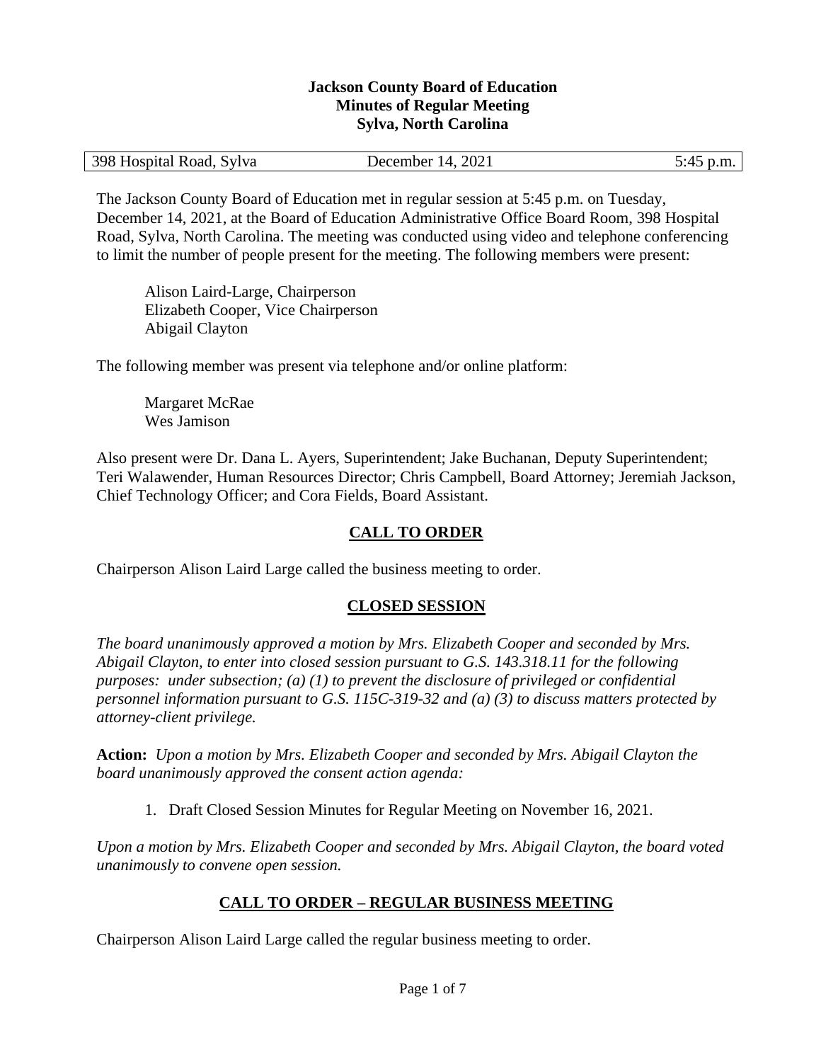**Jackson County Board of Education**
**Minutes of Regular Meeting**
**Sylva, North Carolina**

| 398 Hospital Road, Sylva | December 14, 2021 | 5:45 p.m. |
|---|---|---|

The Jackson County Board of Education met in regular session at 5:45 p.m. on Tuesday, December 14, 2021, at the Board of Education Administrative Office Board Room, 398 Hospital Road, Sylva, North Carolina. The meeting was conducted using video and telephone conferencing to limit the number of people present for the meeting. The following members were present:

Alison Laird-Large, Chairperson
Elizabeth Cooper, Vice Chairperson
Abigail Clayton

The following member was present via telephone and/or online platform:

Margaret McRae
Wes Jamison

Also present were Dr. Dana L. Ayers, Superintendent; Jake Buchanan, Deputy Superintendent; Teri Walawender, Human Resources Director; Chris Campbell, Board Attorney; Jeremiah Jackson, Chief Technology Officer; and Cora Fields, Board Assistant.

## CALL TO ORDER

Chairperson Alison Laird Large called the business meeting to order.

## CLOSED SESSION

*The board unanimously approved a motion by Mrs. Elizabeth Cooper and seconded by Mrs. Abigail Clayton, to enter into closed session pursuant to G.S. 143.318.11 for the following purposes: under subsection; (a) (1) to prevent the disclosure of privileged or confidential personnel information pursuant to G.S. 115C-319-32 and (a) (3) to discuss matters protected by attorney-client privilege.*

**Action:** *Upon a motion by Mrs. Elizabeth Cooper and seconded by Mrs. Abigail Clayton the board unanimously approved the consent action agenda:*

1. Draft Closed Session Minutes for Regular Meeting on November 16, 2021.

*Upon a motion by Mrs. Elizabeth Cooper and seconded by Mrs. Abigail Clayton, the board voted unanimously to convene open session.*

## CALL TO ORDER – REGULAR BUSINESS MEETING

Chairperson Alison Laird Large called the regular business meeting to order.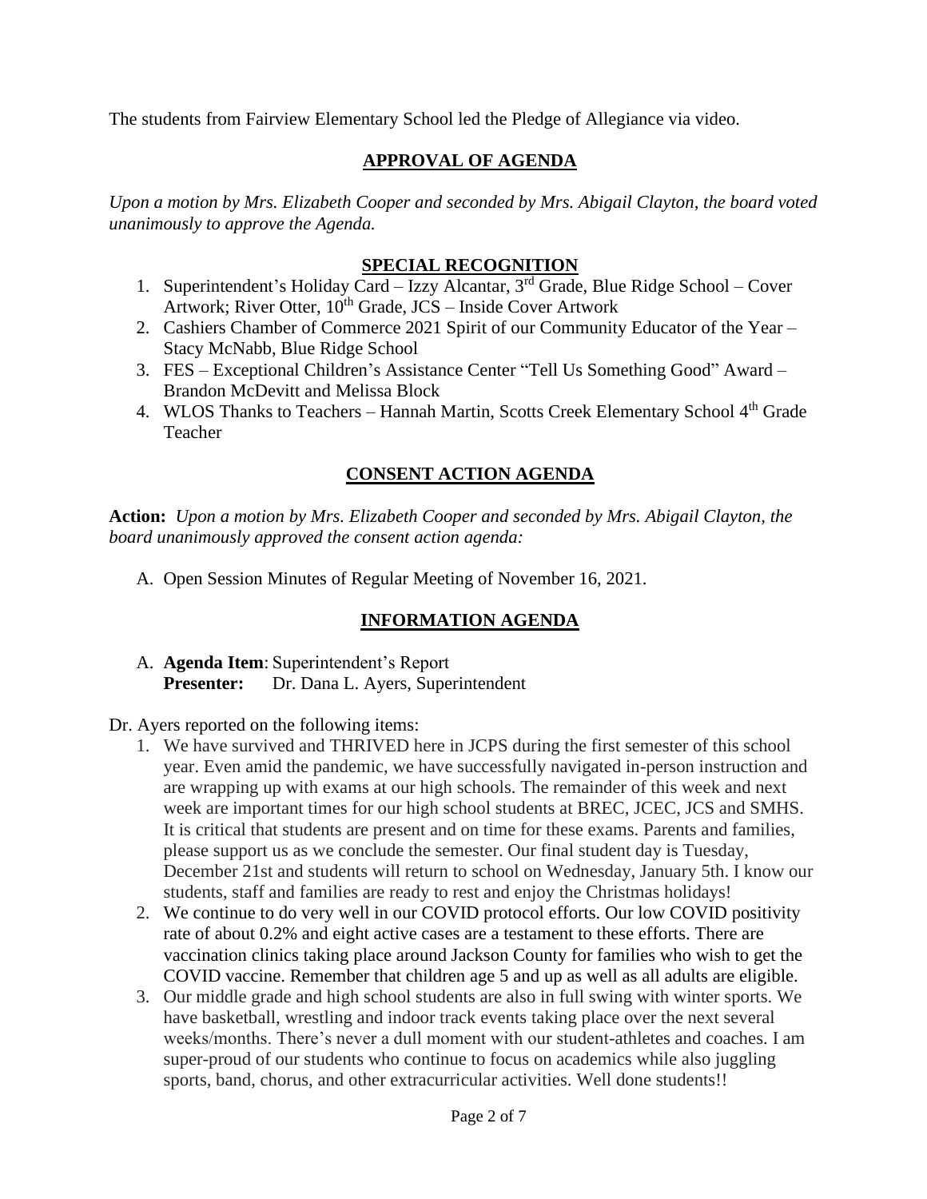The students from Fairview Elementary School led the Pledge of Allegiance via video.

## APPROVAL OF AGENDA

*Upon a motion by Mrs. Elizabeth Cooper and seconded by Mrs. Abigail Clayton, the board voted unanimously to approve the Agenda.*

## SPECIAL RECOGNITION

1. Superintendent's Holiday Card – Izzy Alcantar, 3rd Grade, Blue Ridge School – Cover Artwork; River Otter, 10th Grade, JCS – Inside Cover Artwork
2. Cashiers Chamber of Commerce 2021 Spirit of our Community Educator of the Year – Stacy McNabb, Blue Ridge School
3. FES – Exceptional Children's Assistance Center "Tell Us Something Good" Award – Brandon McDevitt and Melissa Block
4. WLOS Thanks to Teachers – Hannah Martin, Scotts Creek Elementary School 4th Grade Teacher

## CONSENT ACTION AGENDA

**Action:** *Upon a motion by Mrs. Elizabeth Cooper and seconded by Mrs. Abigail Clayton, the board unanimously approved the consent action agenda:*

A. Open Session Minutes of Regular Meeting of November 16, 2021.

## INFORMATION AGENDA

A. **Agenda Item**: Superintendent's Report
   **Presenter:** Dr. Dana L. Ayers, Superintendent

Dr. Ayers reported on the following items:

1. We have survived and THRIVED here in JCPS during the first semester of this school year. Even amid the pandemic, we have successfully navigated in-person instruction and are wrapping up with exams at our high schools. The remainder of this week and next week are important times for our high school students at BREC, JCEC, JCS and SMHS. It is critical that students are present and on time for these exams. Parents and families, please support us as we conclude the semester. Our final student day is Tuesday, December 21st and students will return to school on Wednesday, January 5th. I know our students, staff and families are ready to rest and enjoy the Christmas holidays!
2. We continue to do very well in our COVID protocol efforts. Our low COVID positivity rate of about 0.2% and eight active cases are a testament to these efforts. There are vaccination clinics taking place around Jackson County for families who wish to get the COVID vaccine. Remember that children age 5 and up as well as all adults are eligible.
3. Our middle grade and high school students are also in full swing with winter sports. We have basketball, wrestling and indoor track events taking place over the next several weeks/months. There's never a dull moment with our student-athletes and coaches. I am super-proud of our students who continue to focus on academics while also juggling sports, band, chorus, and other extracurricular activities. Well done students!!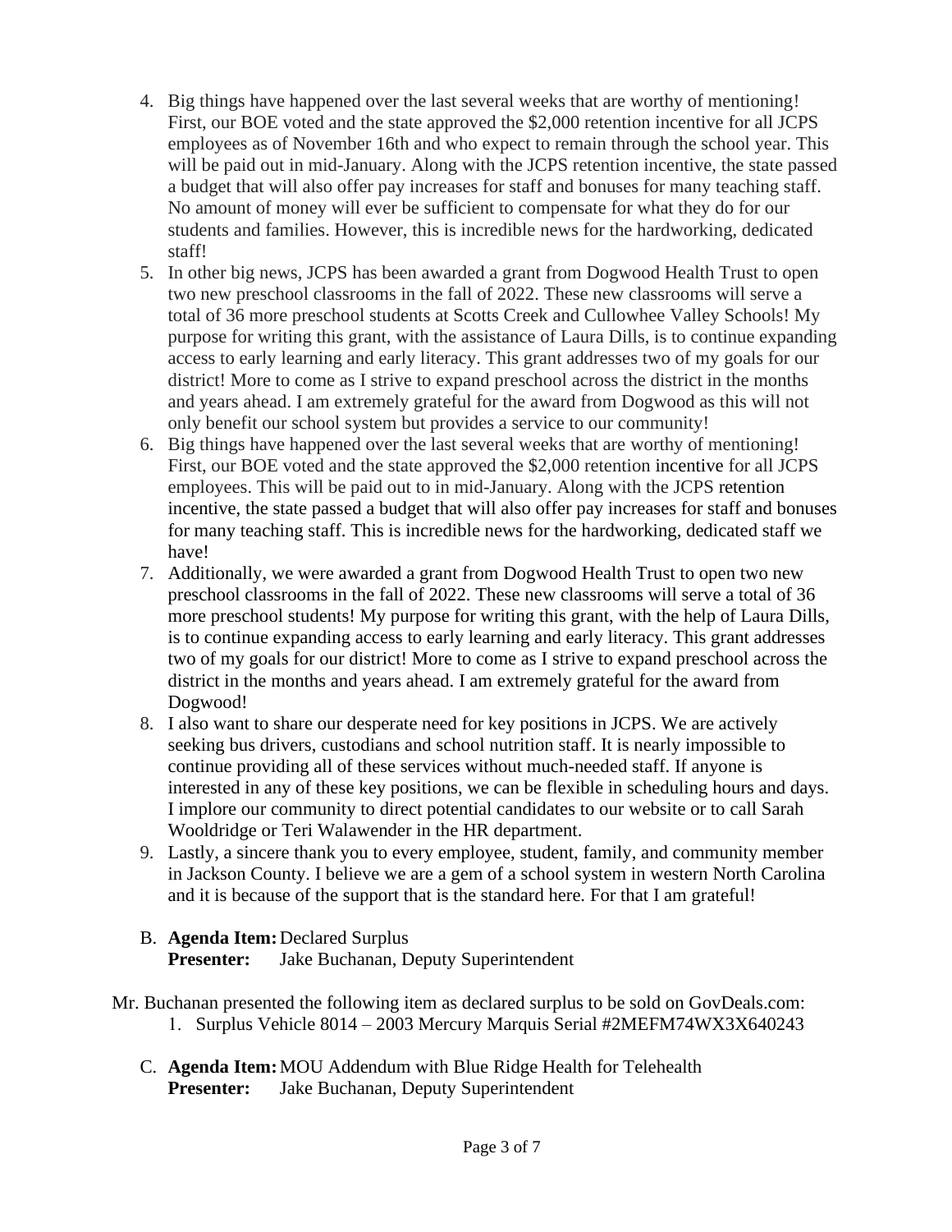4. Big things have happened over the last several weeks that are worthy of mentioning! First, our BOE voted and the state approved the $2,000 retention incentive for all JCPS employees as of November 16th and who expect to remain through the school year. This will be paid out in mid-January. Along with the JCPS retention incentive, the state passed a budget that will also offer pay increases for staff and bonuses for many teaching staff. No amount of money will ever be sufficient to compensate for what they do for our students and families. However, this is incredible news for the hardworking, dedicated staff!
5. In other big news, JCPS has been awarded a grant from Dogwood Health Trust to open two new preschool classrooms in the fall of 2022. These new classrooms will serve a total of 36 more preschool students at Scotts Creek and Cullowhee Valley Schools! My purpose for writing this grant, with the assistance of Laura Dills, is to continue expanding access to early learning and early literacy. This grant addresses two of my goals for our district! More to come as I strive to expand preschool across the district in the months and years ahead. I am extremely grateful for the award from Dogwood as this will not only benefit our school system but provides a service to our community!
6. Big things have happened over the last several weeks that are worthy of mentioning! First, our BOE voted and the state approved the $2,000 retention incentive for all JCPS employees. This will be paid out to in mid-January. Along with the JCPS retention incentive, the state passed a budget that will also offer pay increases for staff and bonuses for many teaching staff. This is incredible news for the hardworking, dedicated staff we have!
7. Additionally, we were awarded a grant from Dogwood Health Trust to open two new preschool classrooms in the fall of 2022. These new classrooms will serve a total of 36 more preschool students! My purpose for writing this grant, with the help of Laura Dills, is to continue expanding access to early learning and early literacy. This grant addresses two of my goals for our district! More to come as I strive to expand preschool across the district in the months and years ahead. I am extremely grateful for the award from Dogwood!
8. I also want to share our desperate need for key positions in JCPS. We are actively seeking bus drivers, custodians and school nutrition staff. It is nearly impossible to continue providing all of these services without much-needed staff. If anyone is interested in any of these key positions, we can be flexible in scheduling hours and days. I implore our community to direct potential candidates to our website or to call Sarah Wooldridge or Teri Walawender in the HR department.
9. Lastly, a sincere thank you to every employee, student, family, and community member in Jackson County. I believe we are a gem of a school system in western North Carolina and it is because of the support that is the standard here. For that I am grateful!

B. **Agenda Item:** Declared Surplus
   **Presenter:** Jake Buchanan, Deputy Superintendent

Mr. Buchanan presented the following item as declared surplus to be sold on GovDeals.com:

1. Surplus Vehicle 8014 – 2003 Mercury Marquis Serial #2MEFM74WX3X640243

C. **Agenda Item:** MOU Addendum with Blue Ridge Health for Telehealth
   **Presenter:** Jake Buchanan, Deputy Superintendent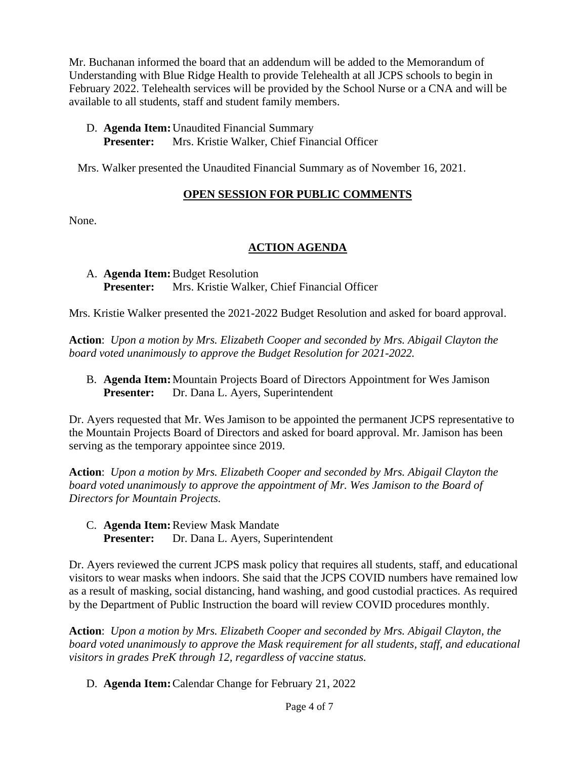Mr. Buchanan informed the board that an addendum will be added to the Memorandum of Understanding with Blue Ridge Health to provide Telehealth at all JCPS schools to begin in February 2022. Telehealth services will be provided by the School Nurse or a CNA and will be available to all students, staff and student family members.

D. **Agenda Item:** Unaudited Financial Summary
   **Presenter:** Mrs. Kristie Walker, Chief Financial Officer

Mrs. Walker presented the Unaudited Financial Summary as of November 16, 2021.

## OPEN SESSION FOR PUBLIC COMMENTS

None.

## ACTION AGENDA

A. **Agenda Item:** Budget Resolution
   **Presenter:** Mrs. Kristie Walker, Chief Financial Officer

Mrs. Kristie Walker presented the 2021-2022 Budget Resolution and asked for board approval.

**Action**: *Upon a motion by Mrs. Elizabeth Cooper and seconded by Mrs. Abigail Clayton the board voted unanimously to approve the Budget Resolution for 2021-2022.*

B. **Agenda Item:** Mountain Projects Board of Directors Appointment for Wes Jamison
   **Presenter:** Dr. Dana L. Ayers, Superintendent

Dr. Ayers requested that Mr. Wes Jamison to be appointed the permanent JCPS representative to the Mountain Projects Board of Directors and asked for board approval. Mr. Jamison has been serving as the temporary appointee since 2019.

**Action**: *Upon a motion by Mrs. Elizabeth Cooper and seconded by Mrs. Abigail Clayton the board voted unanimously to approve the appointment of Mr. Wes Jamison to the Board of Directors for Mountain Projects.*

C. **Agenda Item:** Review Mask Mandate
   **Presenter:** Dr. Dana L. Ayers, Superintendent

Dr. Ayers reviewed the current JCPS mask policy that requires all students, staff, and educational visitors to wear masks when indoors. She said that the JCPS COVID numbers have remained low as a result of masking, social distancing, hand washing, and good custodial practices. As required by the Department of Public Instruction the board will review COVID procedures monthly.

**Action**: *Upon a motion by Mrs. Elizabeth Cooper and seconded by Mrs. Abigail Clayton, the board voted unanimously to approve the Mask requirement for all students, staff, and educational visitors in grades PreK through 12, regardless of vaccine status.*

D. **Agenda Item:** Calendar Change for February 21, 2022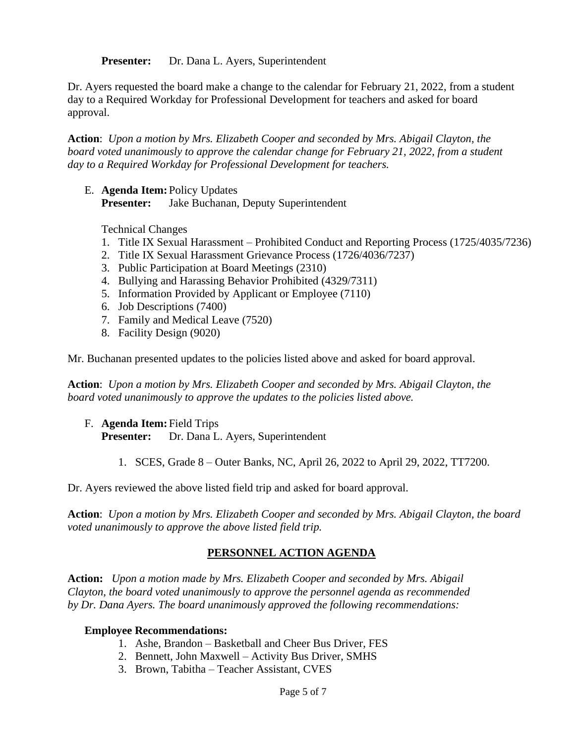**Presenter:** Dr. Dana L. Ayers, Superintendent

Dr. Ayers requested the board make a change to the calendar for February 21, 2022, from a student day to a Required Workday for Professional Development for teachers and asked for board approval.

**Action**: *Upon a motion by Mrs. Elizabeth Cooper and seconded by Mrs. Abigail Clayton, the board voted unanimously to approve the calendar change for February 21, 2022, from a student day to a Required Workday for Professional Development for teachers.*

E. **Agenda Item:** Policy Updates
   **Presenter:** Jake Buchanan, Deputy Superintendent

   Technical Changes

   1. Title IX Sexual Harassment – Prohibited Conduct and Reporting Process (1725/4035/7236)
   2. Title IX Sexual Harassment Grievance Process (1726/4036/7237)
   3. Public Participation at Board Meetings (2310)
   4. Bullying and Harassing Behavior Prohibited (4329/7311)
   5. Information Provided by Applicant or Employee (7110)
   6. Job Descriptions (7400)
   7. Family and Medical Leave (7520)
   8. Facility Design (9020)

Mr. Buchanan presented updates to the policies listed above and asked for board approval.

**Action**: *Upon a motion by Mrs. Elizabeth Cooper and seconded by Mrs. Abigail Clayton, the board voted unanimously to approve the updates to the policies listed above.*

F. **Agenda Item:** Field Trips
   **Presenter:** Dr. Dana L. Ayers, Superintendent

   1. SCES, Grade 8 – Outer Banks, NC, April 26, 2022 to April 29, 2022, TT7200.

Dr. Ayers reviewed the above listed field trip and asked for board approval.

**Action**: *Upon a motion by Mrs. Elizabeth Cooper and seconded by Mrs. Abigail Clayton, the board voted unanimously to approve the above listed field trip.*

## PERSONNEL ACTION AGENDA

**Action:** *Upon a motion made by Mrs. Elizabeth Cooper and seconded by Mrs. Abigail Clayton, the board voted unanimously to approve the personnel agenda as recommended by Dr. Dana Ayers. The board unanimously approved the following recommendations:*

**Employee Recommendations:**

1. Ashe, Brandon – Basketball and Cheer Bus Driver, FES
2. Bennett, John Maxwell – Activity Bus Driver, SMHS
3. Brown, Tabitha – Teacher Assistant, CVES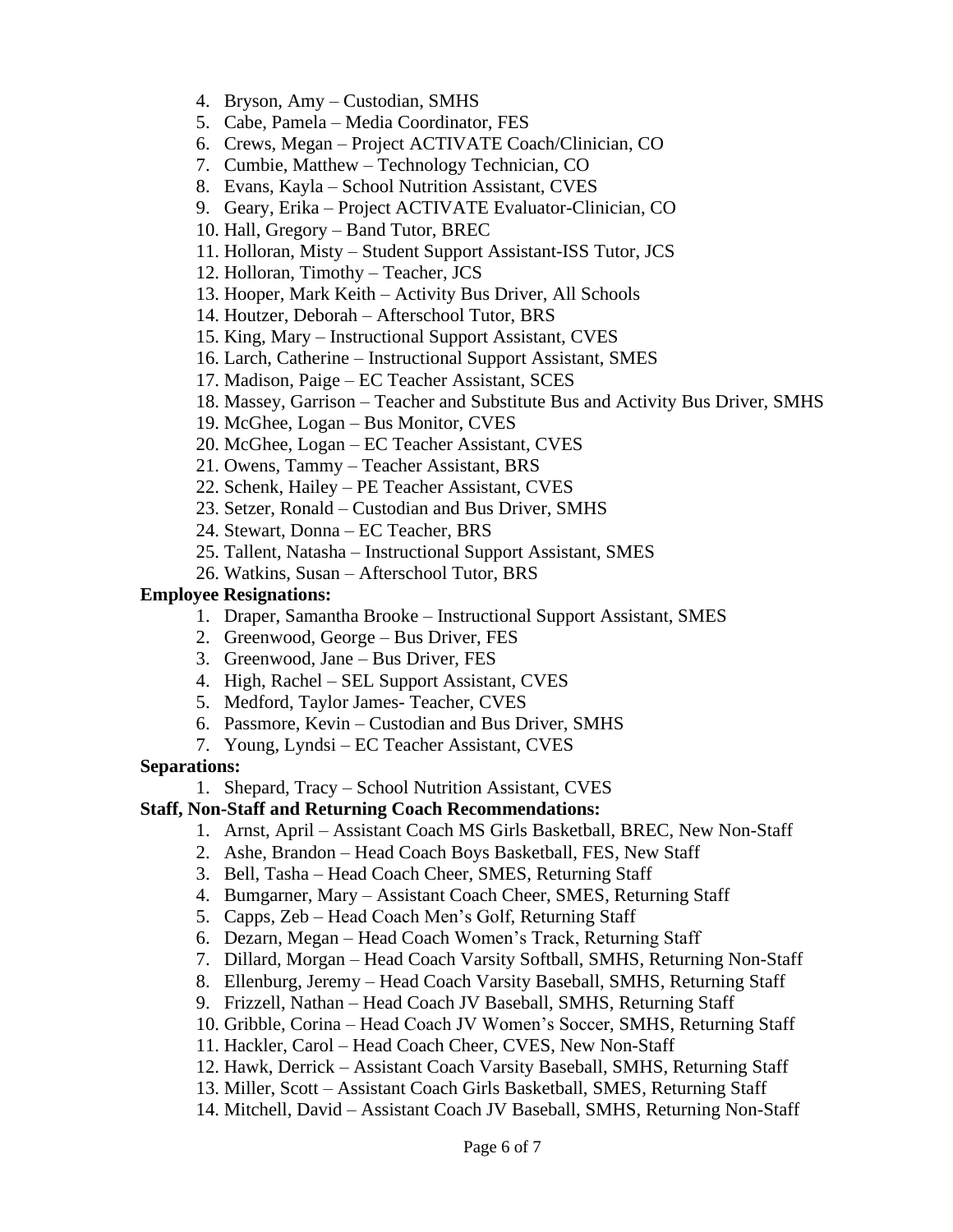4. Bryson, Amy – Custodian, SMHS
5. Cabe, Pamela – Media Coordinator, FES
6. Crews, Megan – Project ACTIVATE Coach/Clinician, CO
7. Cumbie, Matthew – Technology Technician, CO
8. Evans, Kayla – School Nutrition Assistant, CVES
9. Geary, Erika – Project ACTIVATE Evaluator-Clinician, CO
10. Hall, Gregory – Band Tutor, BREC
11. Holloran, Misty – Student Support Assistant-ISS Tutor, JCS
12. Holloran, Timothy – Teacher, JCS
13. Hooper, Mark Keith – Activity Bus Driver, All Schools
14. Houtzer, Deborah – Afterschool Tutor, BRS
15. King, Mary – Instructional Support Assistant, CVES
16. Larch, Catherine – Instructional Support Assistant, SMES
17. Madison, Paige – EC Teacher Assistant, SCES
18. Massey, Garrison – Teacher and Substitute Bus and Activity Bus Driver, SMHS
19. McGhee, Logan – Bus Monitor, CVES
20. McGhee, Logan – EC Teacher Assistant, CVES
21. Owens, Tammy – Teacher Assistant, BRS
22. Schenk, Hailey – PE Teacher Assistant, CVES
23. Setzer, Ronald – Custodian and Bus Driver, SMHS
24. Stewart, Donna – EC Teacher, BRS
25. Tallent, Natasha – Instructional Support Assistant, SMES
26. Watkins, Susan – Afterschool Tutor, BRS

**Employee Resignations:**

1. Draper, Samantha Brooke – Instructional Support Assistant, SMES
2. Greenwood, George – Bus Driver, FES
3. Greenwood, Jane – Bus Driver, FES
4. High, Rachel – SEL Support Assistant, CVES
5. Medford, Taylor James- Teacher, CVES
6. Passmore, Kevin – Custodian and Bus Driver, SMHS
7. Young, Lyndsi – EC Teacher Assistant, CVES

**Separations:**

1. Shepard, Tracy – School Nutrition Assistant, CVES

**Staff, Non-Staff and Returning Coach Recommendations:**

1. Arnst, April – Assistant Coach MS Girls Basketball, BREC, New Non-Staff
2. Ashe, Brandon – Head Coach Boys Basketball, FES, New Staff
3. Bell, Tasha – Head Coach Cheer, SMES, Returning Staff
4. Bumgarner, Mary – Assistant Coach Cheer, SMES, Returning Staff
5. Capps, Zeb – Head Coach Men's Golf, Returning Staff
6. Dezarn, Megan – Head Coach Women's Track, Returning Staff
7. Dillard, Morgan – Head Coach Varsity Softball, SMHS, Returning Non-Staff
8. Ellenburg, Jeremy – Head Coach Varsity Baseball, SMHS, Returning Staff
9. Frizzell, Nathan – Head Coach JV Baseball, SMHS, Returning Staff
10. Gribble, Corina – Head Coach JV Women's Soccer, SMHS, Returning Staff
11. Hackler, Carol – Head Coach Cheer, CVES, New Non-Staff
12. Hawk, Derrick – Assistant Coach Varsity Baseball, SMHS, Returning Staff
13. Miller, Scott – Assistant Coach Girls Basketball, SMES, Returning Staff
14. Mitchell, David – Assistant Coach JV Baseball, SMHS, Returning Non-Staff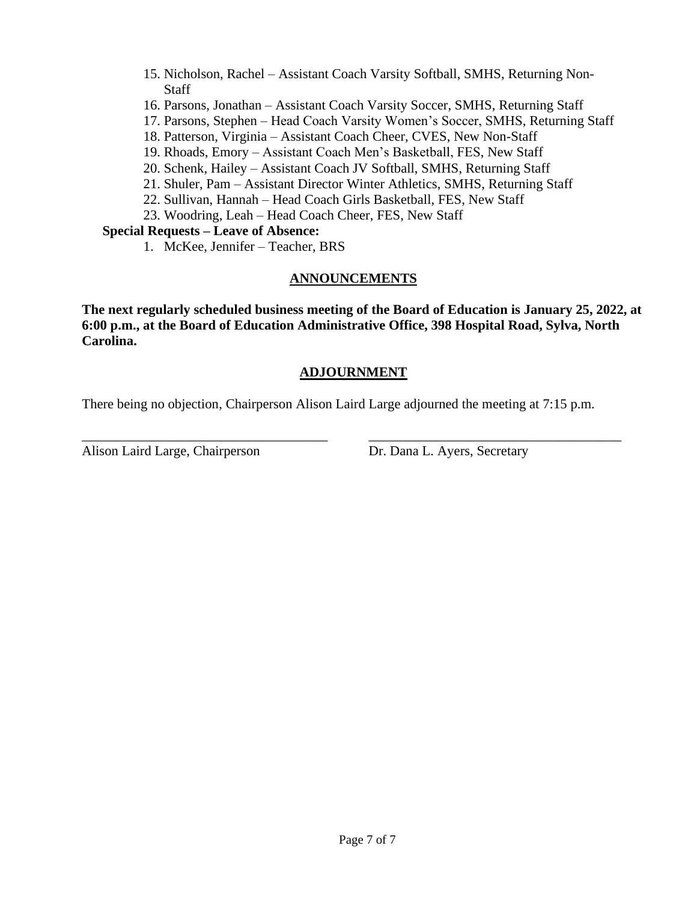15. Nicholson, Rachel – Assistant Coach Varsity Softball, SMHS, Returning Non-Staff
16. Parsons, Jonathan – Assistant Coach Varsity Soccer, SMHS, Returning Staff
17. Parsons, Stephen – Head Coach Varsity Women's Soccer, SMHS, Returning Staff
18. Patterson, Virginia – Assistant Coach Cheer, CVES, New Non-Staff
19. Rhoads, Emory – Assistant Coach Men's Basketball, FES, New Staff
20. Schenk, Hailey – Assistant Coach JV Softball, SMHS, Returning Staff
21. Shuler, Pam – Assistant Director Winter Athletics, SMHS, Returning Staff
22. Sullivan, Hannah – Head Coach Girls Basketball, FES, New Staff
23. Woodring, Leah – Head Coach Cheer, FES, New Staff

**Special Requests – Leave of Absence:**

1. McKee, Jennifer – Teacher, BRS

## ANNOUNCEMENTS

**The next regularly scheduled business meeting of the Board of Education is January 25, 2022, at 6:00 p.m., at the Board of Education Administrative Office, 398 Hospital Road, Sylva, North Carolina.**

## ADJOURNMENT

There being no objection, Chairperson Alison Laird Large adjourned the meeting at 7:15 p.m.

_____________________________________ _____________________________________

Alison Laird Large, Chairperson Dr. Dana L. Ayers, Secretary